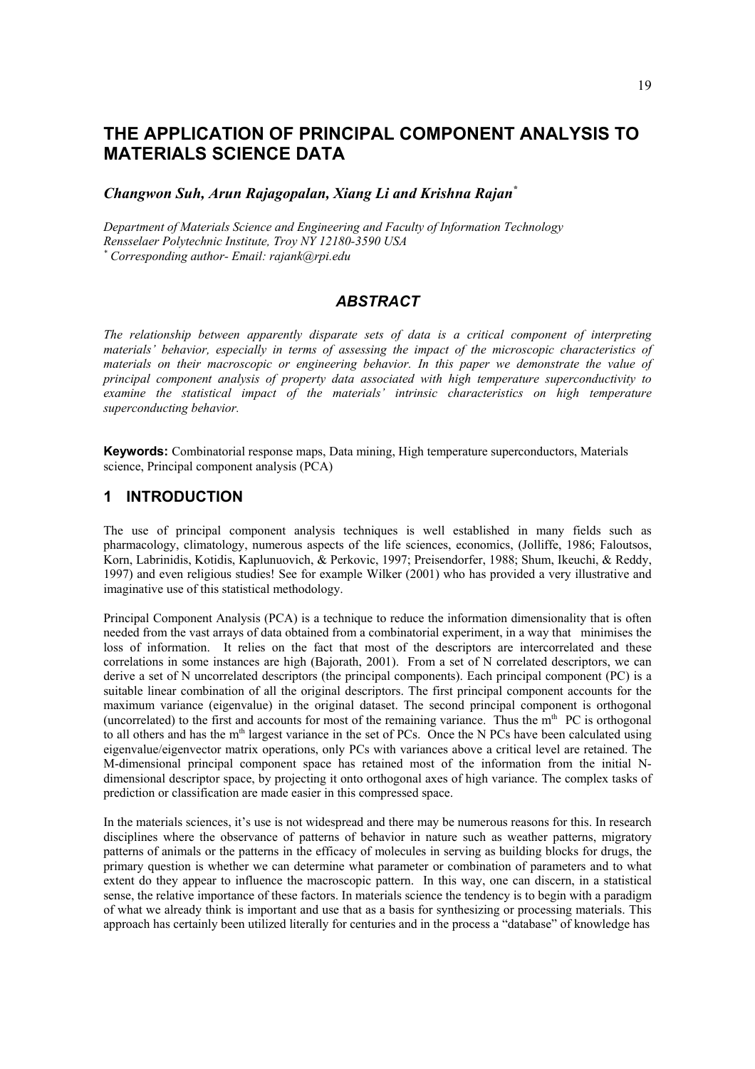# THE APPLICATION OF PRINCIPAL COMPONENT ANALYSIS TO MATERIALS SCIENCE DATA

***Changwon Suh, Arun Rajagopalan, Xiang Li and Krishna Rajan****

*Department of Materials Science and Engineering and Faculty of Information Technology*
*Rensselaer Polytechnic Institute, Troy NY 12180-3590 USA*
*\* Corresponding author- Email: rajank@rpi.edu*

## *ABSTRACT*

*The relationship between apparently disparate sets of data is a critical component of interpreting materials' behavior, especially in terms of assessing the impact of the microscopic characteristics of materials on their macroscopic or engineering behavior. In this paper we demonstrate the value of principal component analysis of property data associated with high temperature superconductivity to examine the statistical impact of the materials' intrinsic characteristics on high temperature superconducting behavior.*

**Keywords:** Combinatorial response maps, Data mining, High temperature superconductors, Materials science, Principal component analysis (PCA)

## 1 INTRODUCTION

The use of principal component analysis techniques is well established in many fields such as pharmacology, climatology, numerous aspects of the life sciences, economics, (Jolliffe, 1986; Faloutsos, Korn, Labrinidis, Kotidis, Kaplunuovich, & Perkovic, 1997; Preisendorfer, 1988; Shum, Ikeuchi, & Reddy, 1997) and even religious studies! See for example Wilker (2001) who has provided a very illustrative and imaginative use of this statistical methodology.

Principal Component Analysis (PCA) is a technique to reduce the information dimensionality that is often needed from the vast arrays of data obtained from a combinatorial experiment, in a way that minimises the loss of information. It relies on the fact that most of the descriptors are intercorrelated and these correlations in some instances are high (Bajorath, 2001). From a set of N correlated descriptors, we can derive a set of N uncorrelated descriptors (the principal components). Each principal component (PC) is a suitable linear combination of all the original descriptors. The first principal component accounts for the maximum variance (eigenvalue) in the original dataset. The second principal component is orthogonal (uncorrelated) to the first and accounts for most of the remaining variance. Thus the $m^{th}$ PC is orthogonal to all others and has the $m^{th}$ largest variance in the set of PCs. Once the N PCs have been calculated using eigenvalue/eigenvector matrix operations, only PCs with variances above a critical level are retained. The M-dimensional principal component space has retained most of the information from the initial N-dimensional descriptor space, by projecting it onto orthogonal axes of high variance. The complex tasks of prediction or classification are made easier in this compressed space.

In the materials sciences, it's use is not widespread and there may be numerous reasons for this. In research disciplines where the observance of patterns of behavior in nature such as weather patterns, migratory patterns of animals or the patterns in the efficacy of molecules in serving as building blocks for drugs, the primary question is whether we can determine what parameter or combination of parameters and to what extent do they appear to influence the macroscopic pattern. In this way, one can discern, in a statistical sense, the relative importance of these factors. In materials science the tendency is to begin with a paradigm of what we already think is important and use that as a basis for synthesizing or processing materials. This approach has certainly been utilized literally for centuries and in the process a "database" of knowledge has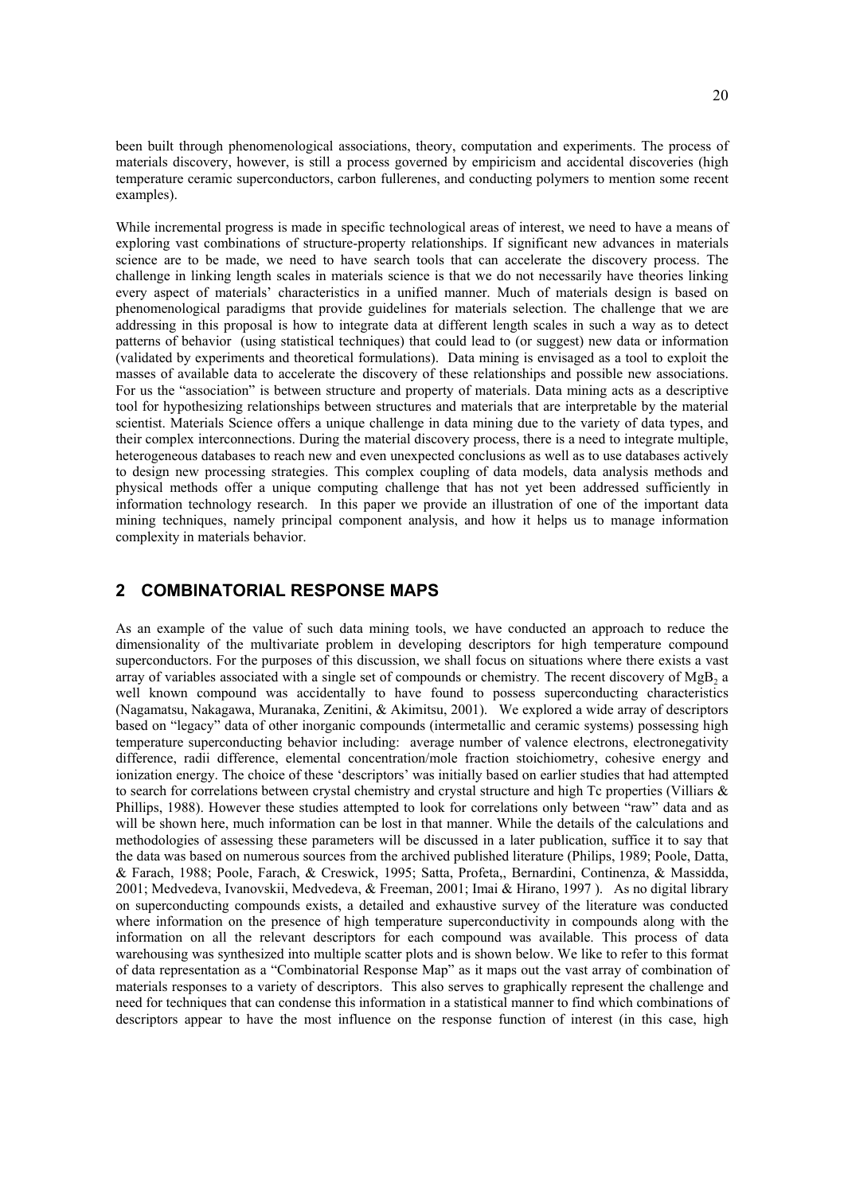been built through phenomenological associations, theory, computation and experiments. The process of materials discovery, however, is still a process governed by empiricism and accidental discoveries (high temperature ceramic superconductors, carbon fullerenes, and conducting polymers to mention some recent examples).

While incremental progress is made in specific technological areas of interest, we need to have a means of exploring vast combinations of structure-property relationships. If significant new advances in materials science are to be made, we need to have search tools that can accelerate the discovery process. The challenge in linking length scales in materials science is that we do not necessarily have theories linking every aspect of materials' characteristics in a unified manner. Much of materials design is based on phenomenological paradigms that provide guidelines for materials selection. The challenge that we are addressing in this proposal is how to integrate data at different length scales in such a way as to detect patterns of behavior (using statistical techniques) that could lead to (or suggest) new data or information (validated by experiments and theoretical formulations). Data mining is envisaged as a tool to exploit the masses of available data to accelerate the discovery of these relationships and possible new associations. For us the "association" is between structure and property of materials. Data mining acts as a descriptive tool for hypothesizing relationships between structures and materials that are interpretable by the material scientist. Materials Science offers a unique challenge in data mining due to the variety of data types, and their complex interconnections. During the material discovery process, there is a need to integrate multiple, heterogeneous databases to reach new and even unexpected conclusions as well as to use databases actively to design new processing strategies. This complex coupling of data models, data analysis methods and physical methods offer a unique computing challenge that has not yet been addressed sufficiently in information technology research. In this paper we provide an illustration of one of the important data mining techniques, namely principal component analysis, and how it helps us to manage information complexity in materials behavior.

## 2 COMBINATORIAL RESPONSE MAPS

As an example of the value of such data mining tools, we have conducted an approach to reduce the dimensionality of the multivariate problem in developing descriptors for high temperature compound superconductors. For the purposes of this discussion, we shall focus on situations where there exists a vast array of variables associated with a single set of compounds or chemistry. The recent discovery of $MgB_2$ a well known compound was accidentally to have found to possess superconducting characteristics (Nagamatsu, Nakagawa, Muranaka, Zenitini, & Akimitsu, 2001). We explored a wide array of descriptors based on "legacy" data of other inorganic compounds (intermetallic and ceramic systems) possessing high temperature superconducting behavior including: average number of valence electrons, electronegativity difference, radii difference, elemental concentration/mole fraction stoichiometry, cohesive energy and ionization energy. The choice of these 'descriptors' was initially based on earlier studies that had attempted to search for correlations between crystal chemistry and crystal structure and high Tc properties (Villiars & Phillips, 1988). However these studies attempted to look for correlations only between "raw" data and as will be shown here, much information can be lost in that manner. While the details of the calculations and methodologies of assessing these parameters will be discussed in a later publication, suffice it to say that the data was based on numerous sources from the archived published literature (Philips, 1989; Poole, Datta, & Farach, 1988; Poole, Farach, & Creswick, 1995; Satta, Profeta,, Bernardini, Continenza, & Massidda, 2001; Medvedeva, Ivanovskii, Medvedeva, & Freeman, 2001; Imai & Hirano, 1997 ). As no digital library on superconducting compounds exists, a detailed and exhaustive survey of the literature was conducted where information on the presence of high temperature superconductivity in compounds along with the information on all the relevant descriptors for each compound was available. This process of data warehousing was synthesized into multiple scatter plots and is shown below. We like to refer to this format of data representation as a "Combinatorial Response Map" as it maps out the vast array of combination of materials responses to a variety of descriptors. This also serves to graphically represent the challenge and need for techniques that can condense this information in a statistical manner to find which combinations of descriptors appear to have the most influence on the response function of interest (in this case, high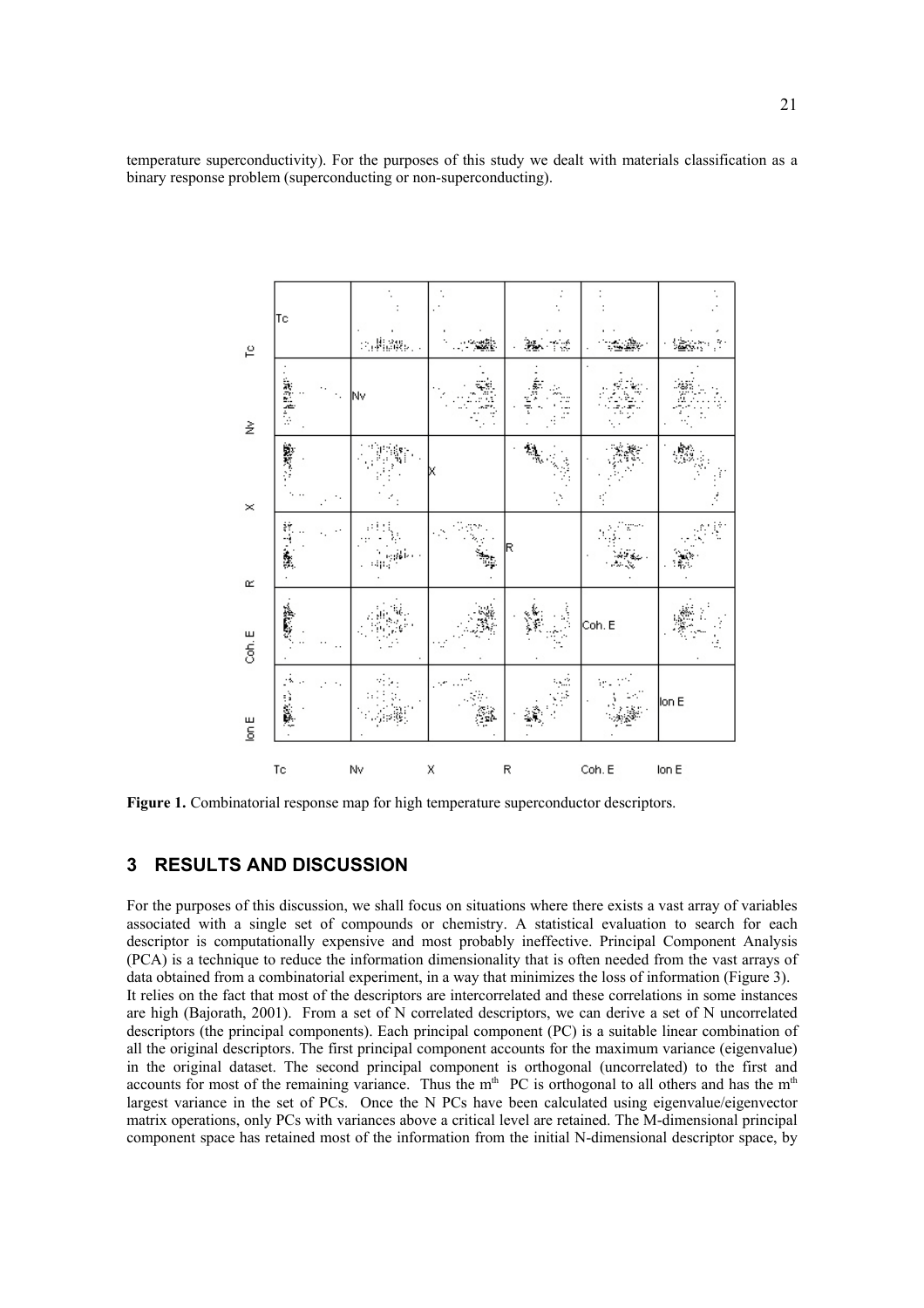temperature superconductivity). For the purposes of this study we dealt with materials classification as a binary response problem (superconducting or non-superconducting).

**Figure 1.** Combinatorial response map for high temperature superconductor descriptors.

## 3 RESULTS AND DISCUSSION

For the purposes of this discussion, we shall focus on situations where there exists a vast array of variables associated with a single set of compounds or chemistry. A statistical evaluation to search for each descriptor is computationally expensive and most probably ineffective. Principal Component Analysis (PCA) is a technique to reduce the information dimensionality that is often needed from the vast arrays of data obtained from a combinatorial experiment, in a way that minimizes the loss of information (Figure 3). It relies on the fact that most of the descriptors are intercorrelated and these correlations in some instances are high (Bajorath, 2001). From a set of N correlated descriptors, we can derive a set of N uncorrelated descriptors (the principal components). Each principal component (PC) is a suitable linear combination of all the original descriptors. The first principal component accounts for the maximum variance (eigenvalue) in the original dataset. The second principal component is orthogonal (uncorrelated) to the first and accounts for most of the remaining variance. Thus the $m^{th}$ PC is orthogonal to all others and has the $m^{th}$ largest variance in the set of PCs. Once the N PCs have been calculated using eigenvalue/eigenvector matrix operations, only PCs with variances above a critical level are retained. The M-dimensional principal component space has retained most of the information from the initial N-dimensional descriptor space, by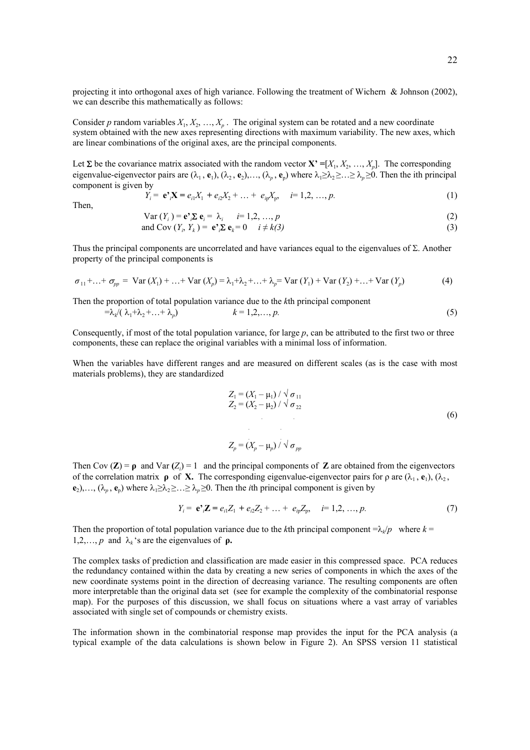projecting it into orthogonal axes of high variance. Following the treatment of Wichern & Johnson (2002), we can describe this mathematically as follows:

Consider $p$ random variables $X_1, X_2, \ldots, X_p$. The original system can be rotated and a new coordinate system obtained with the new axes representing directions with maximum variability. The new axes, which are linear combinations of the original axes, are the principal components.

Let $\boldsymbol{\Sigma}$ be the covariance matrix associated with the random vector $\mathbf{X'} = [X_1, X_2, \ldots, X_p]$. The corresponding eigenvalue-eigenvector pairs are $(\lambda_1, \mathbf{e}_1), (\lambda_2, \mathbf{e}_2), \ldots, (\lambda_p, \mathbf{e}_p)$ where $\lambda_1 \geq \lambda_2 \geq \ldots \geq \lambda_p \geq 0$. Then the ith principal component is given by

$$Y_i = \mathbf{e'}_i\mathbf{X} = e_{i1}X_1 + e_{i2}X_2 + \ldots + e_{ip}X_p, \quad i = 1, 2, \ldots, p. \tag{1}$$

Then,

$$\text{Var}(Y_i) = \mathbf{e'}_i\boldsymbol{\Sigma}\,\mathbf{e}_i = \lambda_i \quad i = 1, 2, \ldots, p \tag{2}$$

$$\text{and Cov}(Y_i, Y_k) = \mathbf{e'}_i\boldsymbol{\Sigma}\,\mathbf{e}_k = 0 \quad i \neq k(3) \tag{3}$$

Thus the principal components are uncorrelated and have variances equal to the eigenvalues of $\Sigma$. Another property of the principal components is

$$\sigma_{11} + \ldots + \sigma_{pp} = \text{Var}(X_1) + \ldots + \text{Var}(X_p) = \lambda_1 + \lambda_2 + \ldots + \lambda_p = \text{Var}(Y_1) + \text{Var}(Y_2) + \ldots + \text{Var}(Y_p) \tag{4}$$

Then the proportion of total population variance due to the $k$th principal component

$$= \lambda_k / (\lambda_1 + \lambda_2 + \ldots + \lambda_p) \qquad k = 1, 2, \ldots, p. \tag{5}$$

Consequently, if most of the total population variance, for large $p$, can be attributed to the first two or three components, these can replace the original variables with a minimal loss of information.

When the variables have different ranges and are measured on different scales (as is the case with most materials problems), they are standardized

$$
\begin{aligned}
Z_1 &= (X_1 - \mu_1) / \sqrt{\sigma_{11}} \\
Z_2 &= (X_2 - \mu_2) / \sqrt{\sigma_{22}} \\
&\;\;\vdots \\
Z_p &= (X_p - \mu_p) / \sqrt{\sigma_{pp}}
\end{aligned} \tag{6}
$$

Then $\text{Cov}(\mathbf{Z}) = \boldsymbol{\rho}$ and $\text{Var}(Z_i) = 1$ and the principal components of $\mathbf{Z}$ are obtained from the eigenvectors of the correlation matrix $\boldsymbol{\rho}$ of $\mathbf{X}$. The corresponding eigenvalue-eigenvector pairs for $\rho$ are $(\lambda_1, \mathbf{e}_1), (\lambda_2, \mathbf{e}_2), \ldots, (\lambda_p, \mathbf{e}_p)$ where $\lambda_1 \geq \lambda_2 \geq \ldots \geq \lambda_p \geq 0$. Then the $i$th principal component is given by

$$Y_i = \mathbf{e'}_i\mathbf{Z} = e_{i1}Z_1 + e_{i2}Z_2 + \ldots + e_{ip}Z_p, \quad i = 1, 2, \ldots, p. \tag{7}$$

Then the proportion of total population variance due to the $k$th principal component $= \lambda_k / p$ where $k = 1, 2, \ldots, p$ and $\lambda_k$'s are the eigenvalues of $\boldsymbol{\rho}$.

The complex tasks of prediction and classification are made easier in this compressed space. PCA reduces the redundancy contained within the data by creating a new series of components in which the axes of the new coordinate systems point in the direction of decreasing variance. The resulting components are often more interpretable than the original data set (see for example the complexity of the combinatorial response map). For the purposes of this discussion, we shall focus on situations where a vast array of variables associated with single set of compounds or chemistry exists.

The information shown in the combinatorial response map provides the input for the PCA analysis (a typical example of the data calculations is shown below in Figure 2). An SPSS version 11 statistical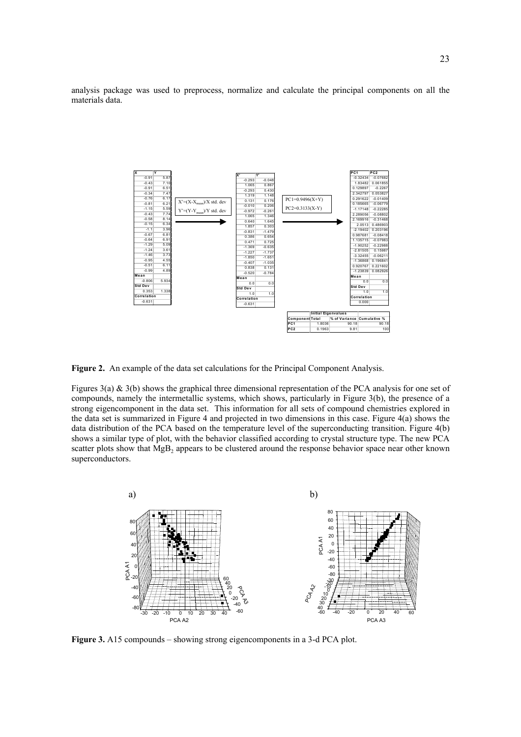analysis package was used to preprocess, normalize and calculate the principal components on all the materials data.

| X | Y |
|---|---|
| -0.91 | 5.87 |
| -0.43 | 7.10 |
| -0.91 | 6.51 |
| -0.34 | 7.47 |
| -0.76 | 6.17 |
| -0.81 | 6.21 |
| -1.15 | 5.59 |
| -0.43 | 7.74 |
| -0.58 | 8.14 |
| -0.15 | 6.34 |
| -1.1 | 3.96 |
| -0.67 | 6.81 |
| -0.64 | 6.91 |
| -1.29 | 5.09 |
| -1.24 | 3.61 |
| -1.46 | 3.73 |
| -0.95 | 4.55 |
| -0.51 | 6.11 |
| -0.99 | 4.89 |
| **Mean** | |
| -0.806 | 5.934 |
| **Std Dev** | |
| 0.353 | 1.338 |
| **Correlation** | |
| -0.631 | |

$X' = (X - X_{mean})/X$ std. dev

$Y' = (Y - Y_{mean})/Y$ std. dev

| X' | Y' |
|---|---|
| -0.293 | -0.048 |
| 1.065 | 0.867 |
| -0.293 | 0.430 |
| 1.319 | 1.148 |
| 0.131 | 0.176 |
| -0.010 | 0.206 |
| -0.972 | -0.261 |
| 1.065 | 1.346 |
| 0.640 | 1.645 |
| 1.857 | 0.303 |
| -0.831 | -1.479 |
| 0.386 | 0.654 |
| 0.471 | 0.729 |
| -1.369 | -0.635 |
| -1.227 | -1.737 |
| -1.850 | -1.651 |
| -0.407 | -1.035 |
| 0.838 | 0.131 |
| -0.520 | -0.784 |
| **Mean** | |
| 0.0 | 0.0 |
| **Std Dev** | |
| 1.0 | 1.0 |
| **Correlation** | |
| -0.631 | |

PC1=0.9496(X+Y)

PC2=0.3133(X-Y)

| PC1 | PC2 |
|---|---|
| -0.32434 | -0.07682 |
| 1.83482 | 0.061855 |
| 0.129897 | -0.2267 |
| 2.342797 | 0.053827 |
| 0.291622 | -0.01409 |
| 0.185665 | -0.06779 |
| -1.17148 | -0.22285 |
| 2.289056 | -0.08802 |
| 2.169916 | -0.31468 |
| 2.0513 | 0.486903 |
| -2.19402 | 0.203196 |
| 0.987681 | -0.08418 |
| 1.135715 | -0.07983 |
| -1.90252 | -0.22988 |
| -2.81505 | 0.15987 |
| -3.32455 | -0.06211 |
| -1.36868 | 0.196841 |
| 0.920767 | 0.221602 |
| -1.23839 | 0.082926 |
| **Mean** | |
| 0.0 | 0.0 |
| **Std Dev** | |
| 1.0 | 1.0 |
| **Correlation** | |
| 0.000 | |

| | Initial Eigenvalues | | |
|---|---|---|---|
| **Component** | **Total** | **% of Variance** | **Cumulative %** |
| **PC1** | 1.8036 | 90.18 | 90.18 |
| **PC2** | 0.1963 | 9.81 | 100 |

**Figure 2.** An example of the data set calculations for the Principal Component Analysis.

Figures 3(a) & 3(b) shows the graphical three dimensional representation of the PCA analysis for one set of compounds, namely the intermetallic systems, which shows, particularly in Figure 3(b), the presence of a strong eigencomponent in the data set. This information for all sets of compound chemistries explored in the data set is summarized in Figure 4 and projected in two dimensions in this case. Figure 4(a) shows the data distribution of the PCA based on the temperature level of the superconducting transition. Figure 4(b) shows a similar type of plot, with the behavior classified according to crystal structure type. The new PCA scatter plots show that $MgB_2$ appears to be clustered around the response behavior space near other known superconductors.

**Figure 3.** A15 compounds – showing strong eigencomponents in a 3-d PCA plot.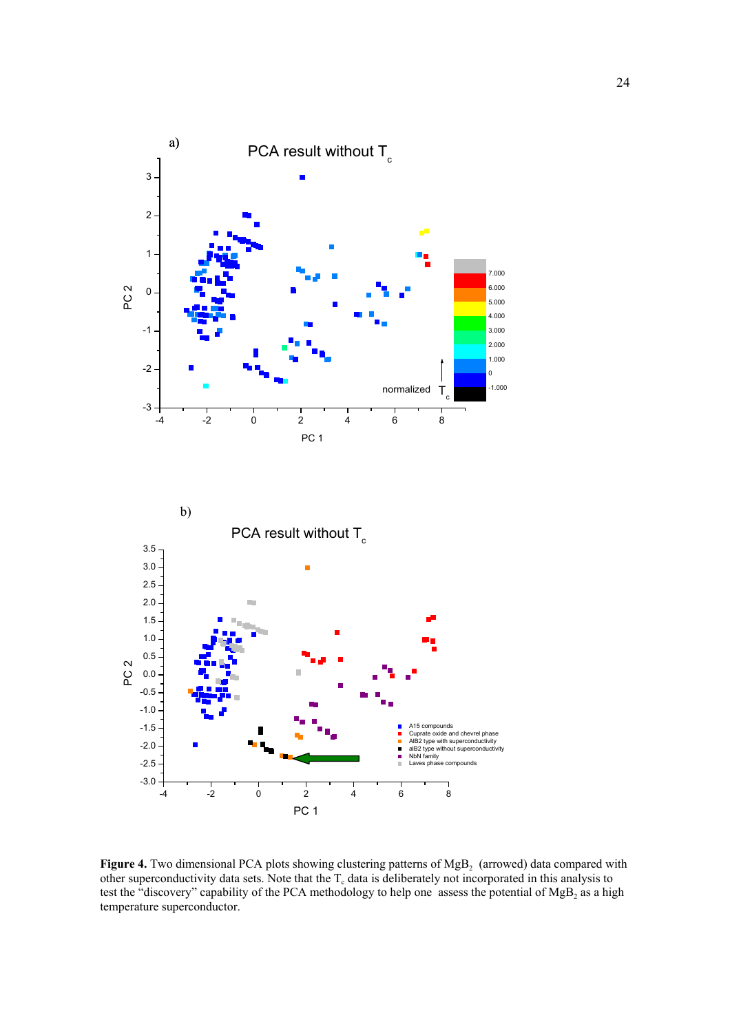a)

PCA result without $T_c$

b)

PCA result without $T_c$

**Figure 4.** Two dimensional PCA plots showing clustering patterns of $MgB_2$ (arrowed) data compared with other superconductivity data sets. Note that the $T_c$ data is deliberately not incorporated in this analysis to test the "discovery" capability of the PCA methodology to help one assess the potential of $MgB_2$ as a high temperature superconductor.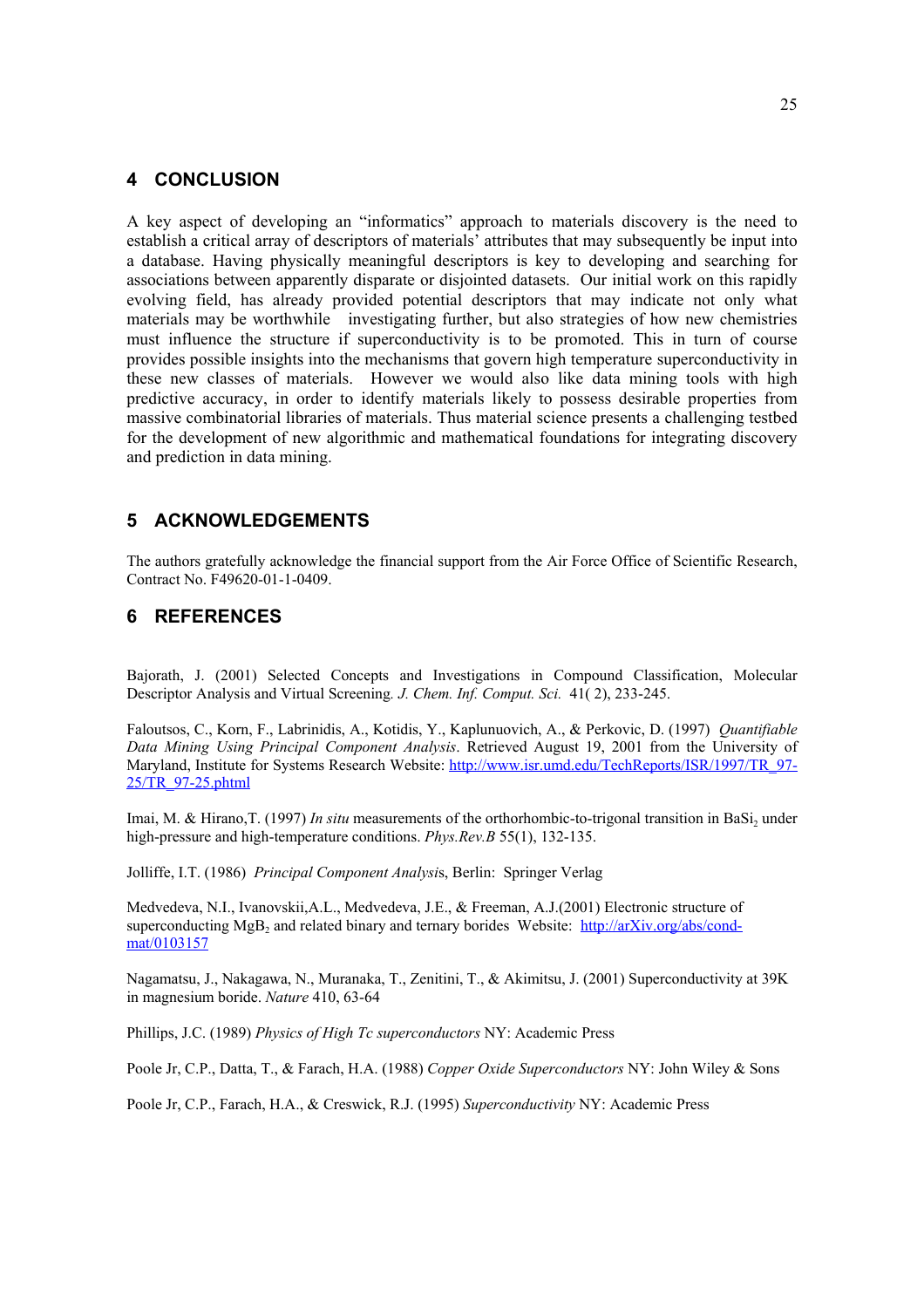## 4 CONCLUSION

A key aspect of developing an "informatics" approach to materials discovery is the need to establish a critical array of descriptors of materials' attributes that may subsequently be input into a database. Having physically meaningful descriptors is key to developing and searching for associations between apparently disparate or disjointed datasets. Our initial work on this rapidly evolving field, has already provided potential descriptors that may indicate not only what materials may be worthwhile investigating further, but also strategies of how new chemistries must influence the structure if superconductivity is to be promoted. This in turn of course provides possible insights into the mechanisms that govern high temperature superconductivity in these new classes of materials. However we would also like data mining tools with high predictive accuracy, in order to identify materials likely to possess desirable properties from massive combinatorial libraries of materials. Thus material science presents a challenging testbed for the development of new algorithmic and mathematical foundations for integrating discovery and prediction in data mining.

## 5 ACKNOWLEDGEMENTS

The authors gratefully acknowledge the financial support from the Air Force Office of Scientific Research, Contract No. F49620-01-1-0409.

## 6 REFERENCES

Bajorath, J. (2001) Selected Concepts and Investigations in Compound Classification, Molecular Descriptor Analysis and Virtual Screening. *J. Chem. Inf. Comput. Sci.* 41( 2), 233-245.

Faloutsos, C., Korn, F., Labrinidis, A., Kotidis, Y., Kaplunuovich, A., & Perkovic, D. (1997) *Quantifiable Data Mining Using Principal Component Analysis*. Retrieved August 19, 2001 from the University of Maryland, Institute for Systems Research Website: http://www.isr.umd.edu/TechReports/ISR/1997/TR_97-25/TR_97-25.phtml

Imai, M. & Hirano,T. (1997) *In situ* measurements of the orthorhombic-to-trigonal transition in $BaSi_2$ under high-pressure and high-temperature conditions. *Phys.Rev.B* 55(1), 132-135.

Jolliffe, I.T. (1986) *Principal Component Analysis*, Berlin: Springer Verlag

Medvedeva, N.I., Ivanovskii,A.L., Medvedeva, J.E., & Freeman, A.J.(2001) Electronic structure of superconducting $MgB_2$ and related binary and ternary borides Website: http://arXiv.org/abs/cond-mat/0103157

Nagamatsu, J., Nakagawa, N., Muranaka, T., Zenitini, T., & Akimitsu, J. (2001) Superconductivity at 39K in magnesium boride. *Nature* 410, 63-64

Phillips, J.C. (1989) *Physics of High Tc superconductors* NY: Academic Press

Poole Jr, C.P., Datta, T., & Farach, H.A. (1988) *Copper Oxide Superconductors* NY: John Wiley & Sons

Poole Jr, C.P., Farach, H.A., & Creswick, R.J. (1995) *Superconductivity* NY: Academic Press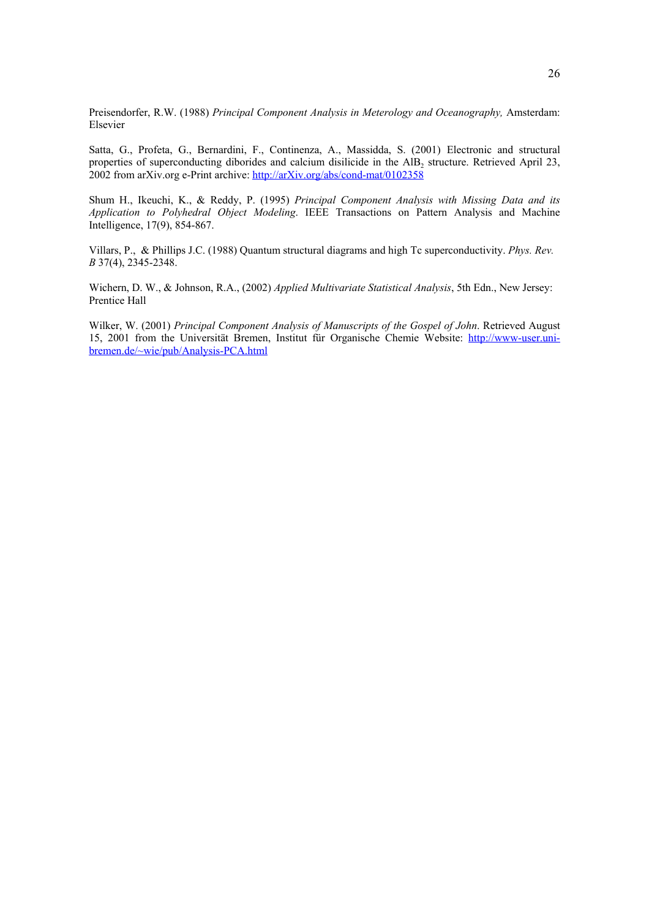Preisendorfer, R.W. (1988) *Principal Component Analysis in Meterology and Oceanography,* Amsterdam: Elsevier

Satta, G., Profeta, G., Bernardini, F., Continenza, A., Massidda, S. (2001) Electronic and structural properties of superconducting diborides and calcium disilicide in the $AlB_2$ structure. Retrieved April 23, 2002 from arXiv.org e-Print archive: http://arXiv.org/abs/cond-mat/0102358

Shum H., Ikeuchi, K., & Reddy, P. (1995) *Principal Component Analysis with Missing Data and its Application to Polyhedral Object Modeling*. IEEE Transactions on Pattern Analysis and Machine Intelligence, 17(9), 854-867.

Villars, P., & Phillips J.C. (1988) Quantum structural diagrams and high Tc superconductivity. *Phys. Rev. B* 37(4), 2345-2348.

Wichern, D. W., & Johnson, R.A., (2002) *Applied Multivariate Statistical Analysis*, 5th Edn., New Jersey: Prentice Hall

Wilker, W. (2001) *Principal Component Analysis of Manuscripts of the Gospel of John*. Retrieved August 15, 2001 from the Universität Bremen, Institut für Organische Chemie Website: http://www-user.uni-bremen.de/~wie/pub/Analysis-PCA.html